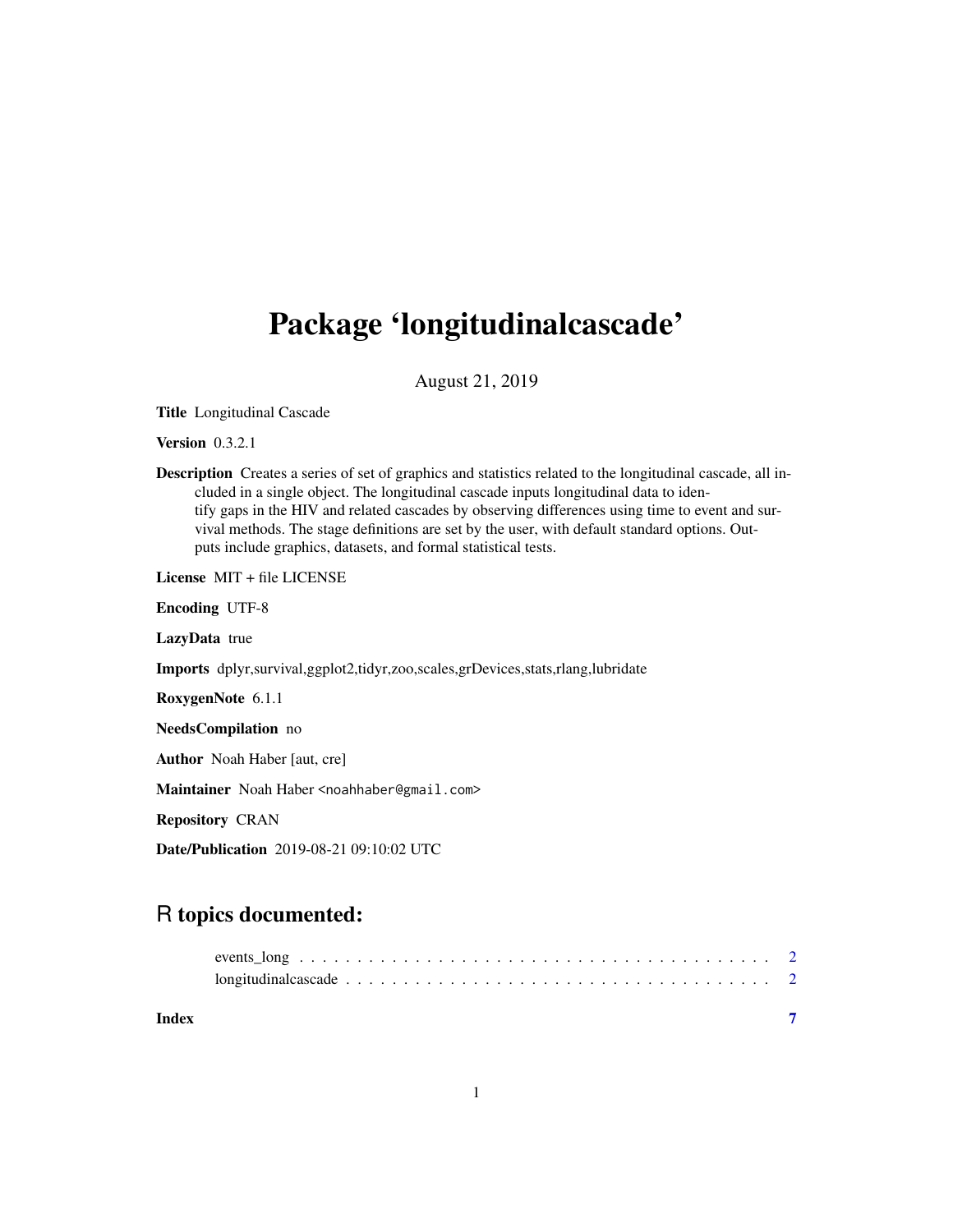# Package 'longitudinalcascade'

August 21, 2019

**Title** Longitudinal Cascade

**Version** 0.3.2.1

**Description** Creates a series of set of graphics and statistics related to the longitudinal cascade, all included in a single object. The longitudinal cascade inputs longitudinal data to identify gaps in the HIV and related cascades by observing differences using time to event and survival methods. The stage definitions are set by the user, with default standard options. Outputs include graphics, datasets, and formal statistical tests.

**License** MIT + file LICENSE

**Encoding** UTF-8

**LazyData** true

**Imports** dplyr,survival,ggplot2,tidyr,zoo,scales,grDevices,stats,rlang,lubridate

**RoxygenNote** 6.1.1

**NeedsCompilation** no

**Author** Noah Haber [aut, cre]

**Maintainer** Noah Haber <noahhaber@gmail.com>

**Repository** CRAN

**Date/Publication** 2019-08-21 09:10:02 UTC

## R topics documented:

events_long . . . . . . . . . . . . . . . . . . . . . . . . . . . . . . . . . . . . . . . . 2
longitudinalcascade . . . . . . . . . . . . . . . . . . . . . . . . . . . . . . . . . . . . 2

**Index** **7**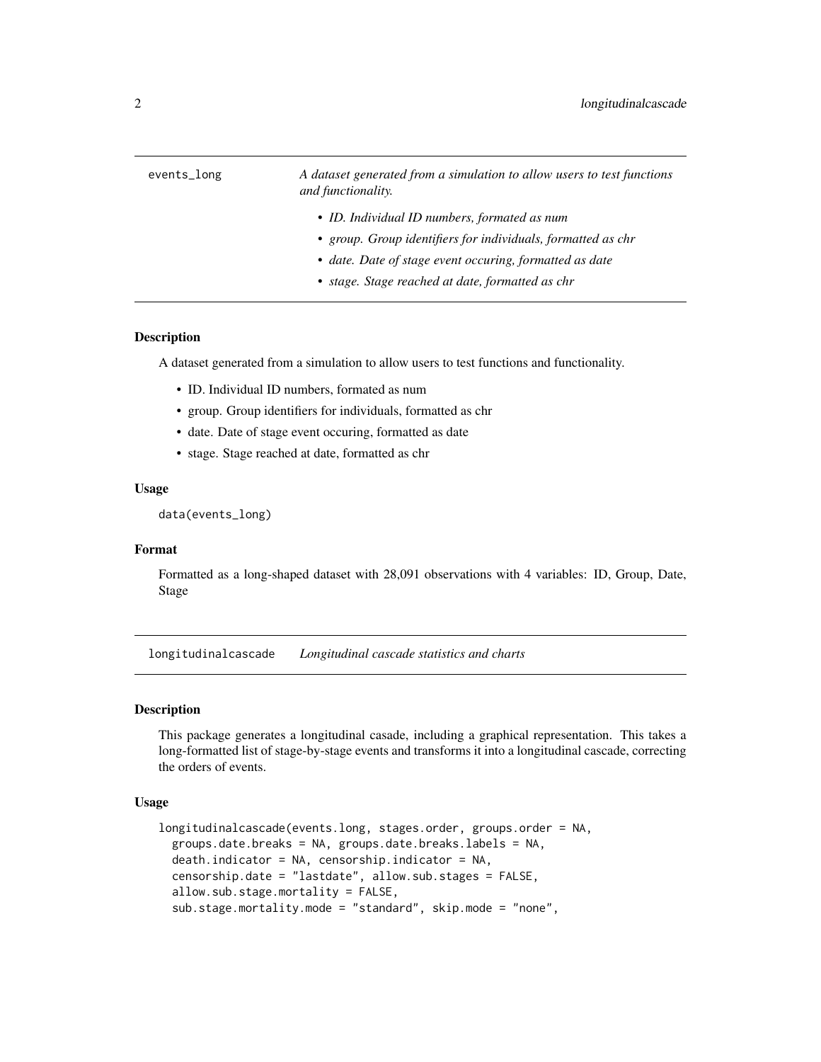| events_long | *A dataset generated from a simulation to allow users to test functions and functionality.* |
| --- | --- |

- *ID. Individual ID numbers, formated as num*
- *group. Group identifiers for individuals, formatted as chr*
- *date. Date of stage event occuring, formatted as date*
- *stage. Stage reached at date, formatted as chr*

### Description

A dataset generated from a simulation to allow users to test functions and functionality.

- ID. Individual ID numbers, formated as num
- group. Group identifiers for individuals, formatted as chr
- date. Date of stage event occuring, formatted as date
- stage. Stage reached at date, formatted as chr

### Usage

```
data(events_long)
```

### Format

Formatted as a long-shaped dataset with 28,091 observations with 4 variables: ID, Group, Date, Stage

| longitudinalcascade | *Longitudinal cascade statistics and charts* |
| --- | --- |

### Description

This package generates a longitudinal casade, including a graphical representation. This takes a long-formatted list of stage-by-stage events and transforms it into a longitudinal cascade, correcting the orders of events.

### Usage

```
longitudinalcascade(events.long, stages.order, groups.order = NA,
  groups.date.breaks = NA, groups.date.breaks.labels = NA,
  death.indicator = NA, censorship.indicator = NA,
  censorship.date = "lastdate", allow.sub.stages = FALSE,
  allow.sub.stage.mortality = FALSE,
  sub.stage.mortality.mode = "standard", skip.mode = "none",
```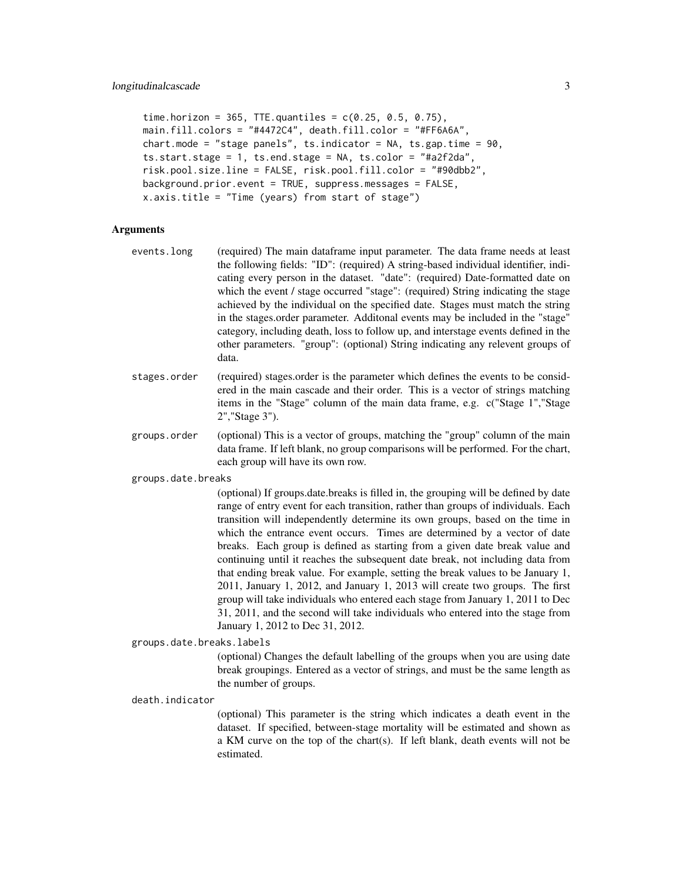```
time.horizon = 365, TTE.quantiles = c(0.25, 0.5, 0.75),
main.fill.colors = "#4472C4", death.fill.color = "#FF6A6A",
chart.mode = "stage panels", ts.indicator = NA, ts.gap.time = 90,
ts.start.stage = 1, ts.end.stage = NA, ts.color = "#a2f2da",
risk.pool.size.line = FALSE, risk.pool.fill.color = "#90dbb2",
background.prior.event = TRUE, suppress.messages = FALSE,
x.axis.title = "Time (years) from start of stage")
```

## Arguments

`events.long`
: (required) The main dataframe input parameter. The data frame needs at least the following fields: "ID": (required) A string-based individual identifier, indicating every person in the dataset. "date": (required) Date-formatted date on which the event / stage occurred "stage": (required) String indicating the stage achieved by the individual on the specified date. Stages must match the string in the stages.order parameter. Additonal events may be included in the "stage" category, including death, loss to follow up, and interstage events defined in the other parameters. "group": (optional) String indicating any relevent groups of data.

`stages.order`
: (required) stages.order is the parameter which defines the events to be considered in the main cascade and their order. This is a vector of strings matching items in the "Stage" column of the main data frame, e.g. c("Stage 1","Stage 2","Stage 3").

`groups.order`
: (optional) This is a vector of groups, matching the "group" column of the main data frame. If left blank, no group comparisons will be performed. For the chart, each group will have its own row.

`groups.date.breaks`
: (optional) If groups.date.breaks is filled in, the grouping will be defined by date range of entry event for each transition, rather than groups of individuals. Each transition will independently determine its own groups, based on the time in which the entrance event occurs. Times are determined by a vector of date breaks. Each group is defined as starting from a given date break value and continuing until it reaches the subsequent date break, not including data from that ending break value. For example, setting the break values to be January 1, 2011, January 1, 2012, and January 1, 2013 will create two groups. The first group will take individuals who entered each stage from January 1, 2011 to Dec 31, 2011, and the second will take individuals who entered into the stage from January 1, 2012 to Dec 31, 2012.

`groups.date.breaks.labels`
: (optional) Changes the default labelling of the groups when you are using date break groupings. Entered as a vector of strings, and must be the same length as the number of groups.

`death.indicator`
: (optional) This parameter is the string which indicates a death event in the dataset. If specified, between-stage mortality will be estimated and shown as a KM curve on the top of the chart(s). If left blank, death events will not be estimated.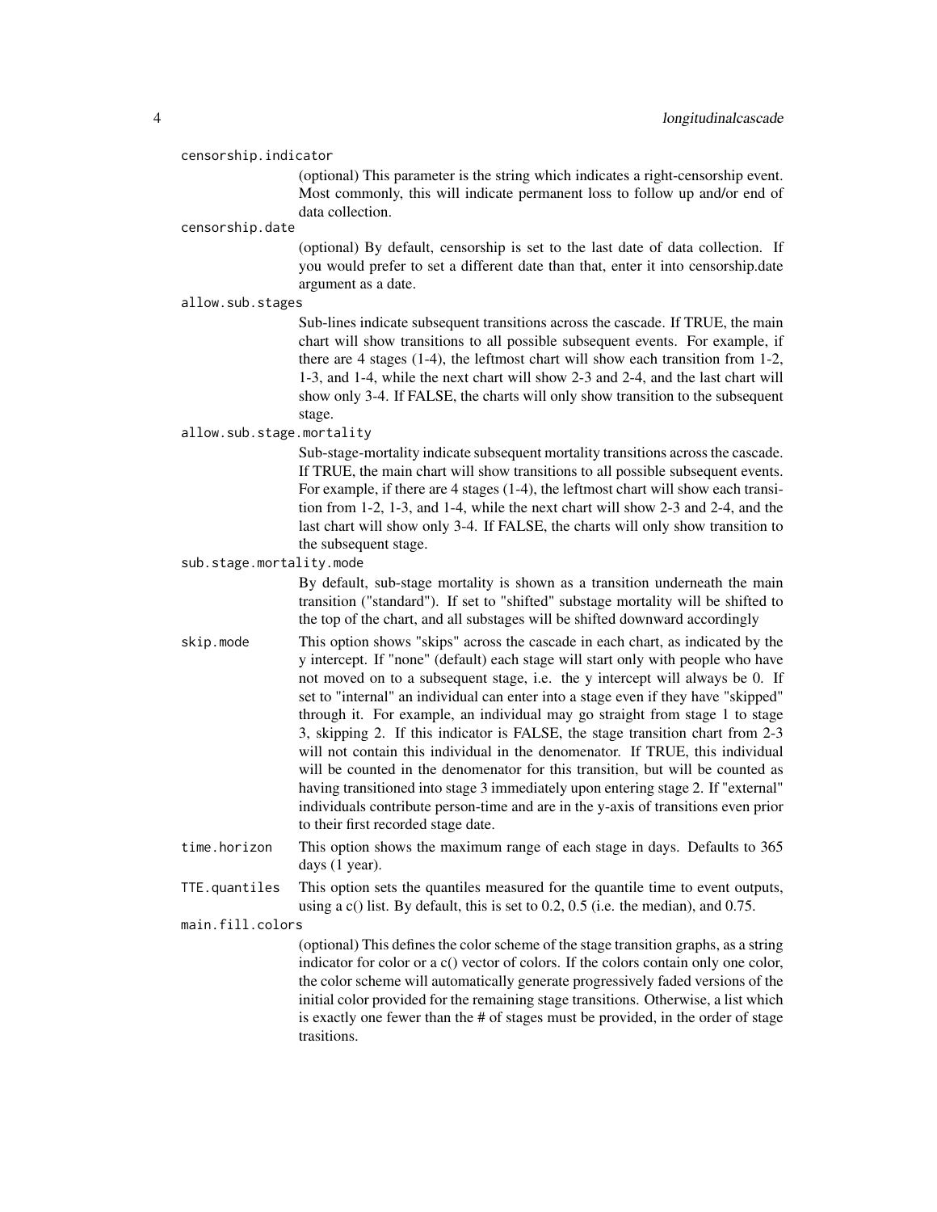`censorship.indicator`
: (optional) This parameter is the string which indicates a right-censorship event. Most commonly, this will indicate permanent loss to follow up and/or end of data collection.

`censorship.date`
: (optional) By default, censorship is set to the last date of data collection. If you would prefer to set a different date than that, enter it into censorship.date argument as a date.

`allow.sub.stages`
: Sub-lines indicate subsequent transitions across the cascade. If TRUE, the main chart will show transitions to all possible subsequent events. For example, if there are 4 stages (1-4), the leftmost chart will show each transition from 1-2, 1-3, and 1-4, while the next chart will show 2-3 and 2-4, and the last chart will show only 3-4. If FALSE, the charts will only show transition to the subsequent stage.

`allow.sub.stage.mortality`
: Sub-stage-mortality indicate subsequent mortality transitions across the cascade. If TRUE, the main chart will show transitions to all possible subsequent events. For example, if there are 4 stages (1-4), the leftmost chart will show each transition from 1-2, 1-3, and 1-4, while the next chart will show 2-3 and 2-4, and the last chart will show only 3-4. If FALSE, the charts will only show transition to the subsequent stage.

`sub.stage.mortality.mode`
: By default, sub-stage mortality is shown as a transition underneath the main transition ("standard"). If set to "shifted" substage mortality will be shifted to the top of the chart, and all substages will be shifted downward accordingly

`skip.mode`
: This option shows "skips" across the cascade in each chart, as indicated by the y intercept. If "none" (default) each stage will start only with people who have not moved on to a subsequent stage, i.e. the y intercept will always be 0. If set to "internal" an individual can enter into a stage even if they have "skipped" through it. For example, an individual may go straight from stage 1 to stage 3, skipping 2. If this indicator is FALSE, the stage transition chart from 2-3 will not contain this individual in the denomenator. If TRUE, this individual will be counted in the denomenator for this transition, but will be counted as having transitioned into stage 3 immediately upon entering stage 2. If "external" individuals contribute person-time and are in the y-axis of transitions even prior to their first recorded stage date.

`time.horizon`
: This option shows the maximum range of each stage in days. Defaults to 365 days (1 year).

`TTE.quantiles`
: This option sets the quantiles measured for the quantile time to event outputs, using a c() list. By default, this is set to 0.2, 0.5 (i.e. the median), and 0.75.

`main.fill.colors`
: (optional) This defines the color scheme of the stage transition graphs, as a string indicator for color or a c() vector of colors. If the colors contain only one color, the color scheme will automatically generate progressively faded versions of the initial color provided for the remaining stage transitions. Otherwise, a list which is exactly one fewer than the # of stages must be provided, in the order of stage trasitions.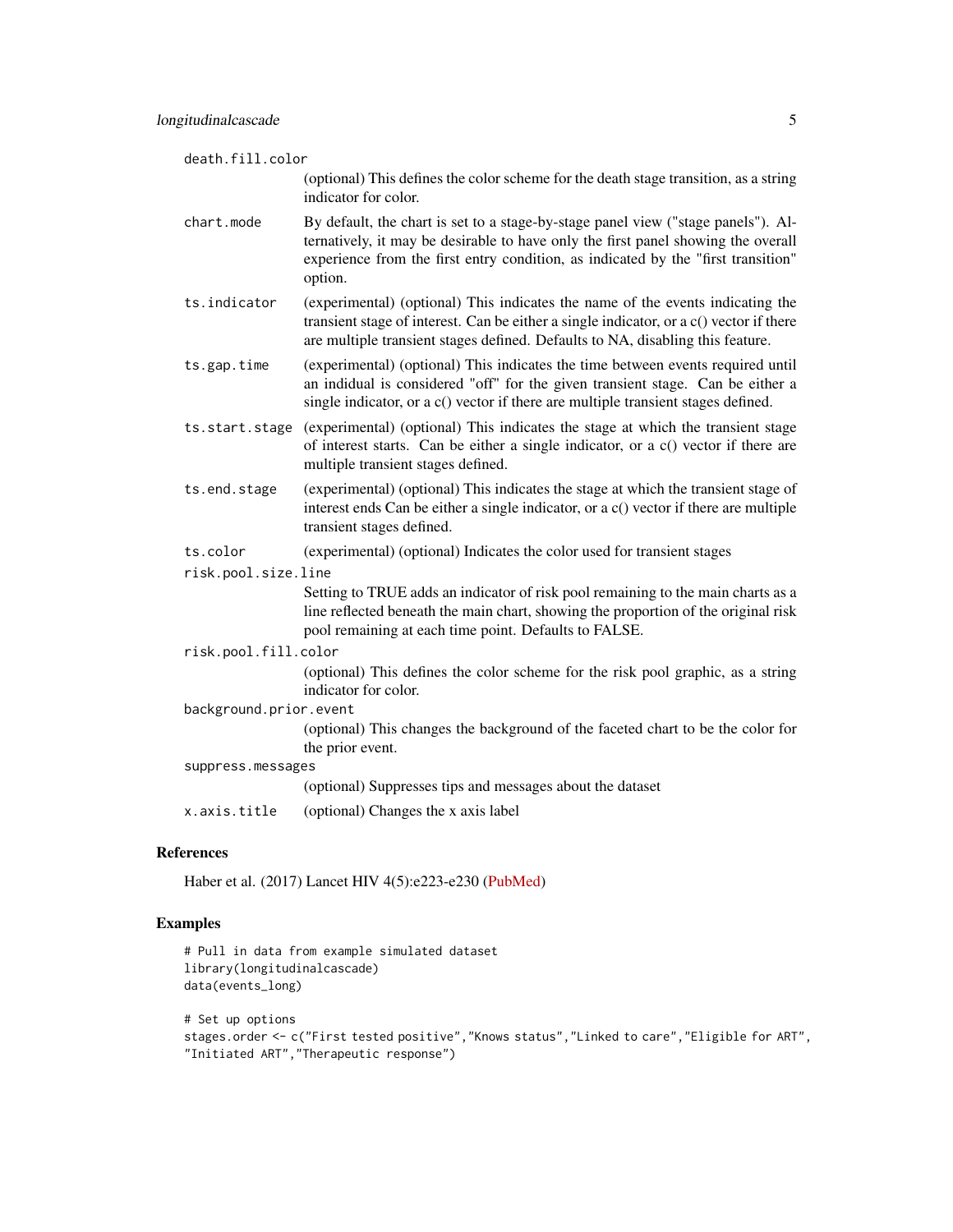death.fill.color
: (optional) This defines the color scheme for the death stage transition, as a string indicator for color.

chart.mode
: By default, the chart is set to a stage-by-stage panel view ("stage panels"). Alternatively, it may be desirable to have only the first panel showing the overall experience from the first entry condition, as indicated by the "first transition" option.

ts.indicator
: (experimental) (optional) This indicates the name of the events indicating the transient stage of interest. Can be either a single indicator, or a c() vector if there are multiple transient stages defined. Defaults to NA, disabling this feature.

ts.gap.time
: (experimental) (optional) This indicates the time between events required until an indidual is considered "off" for the given transient stage. Can be either a single indicator, or a c() vector if there are multiple transient stages defined.

ts.start.stage
: (experimental) (optional) This indicates the stage at which the transient stage of interest starts. Can be either a single indicator, or a c() vector if there are multiple transient stages defined.

ts.end.stage
: (experimental) (optional) This indicates the stage at which the transient stage of interest ends Can be either a single indicator, or a c() vector if there are multiple transient stages defined.

ts.color
: (experimental) (optional) Indicates the color used for transient stages

risk.pool.size.line
: Setting to TRUE adds an indicator of risk pool remaining to the main charts as a line reflected beneath the main chart, showing the proportion of the original risk pool remaining at each time point. Defaults to FALSE.

risk.pool.fill.color
: (optional) This defines the color scheme for the risk pool graphic, as a string indicator for color.

background.prior.event
: (optional) This changes the background of the faceted chart to be the color for the prior event.

suppress.messages
: (optional) Suppresses tips and messages about the dataset

x.axis.title
: (optional) Changes the x axis label

## References

Haber et al. (2017) Lancet HIV 4(5):e223-e230 (PubMed)

## Examples

```
# Pull in data from example simulated dataset
library(longitudinalcascade)
data(events_long)

# Set up options
stages.order <- c("First tested positive","Knows status","Linked to care","Eligible for ART",
"Initiated ART","Therapeutic response")
```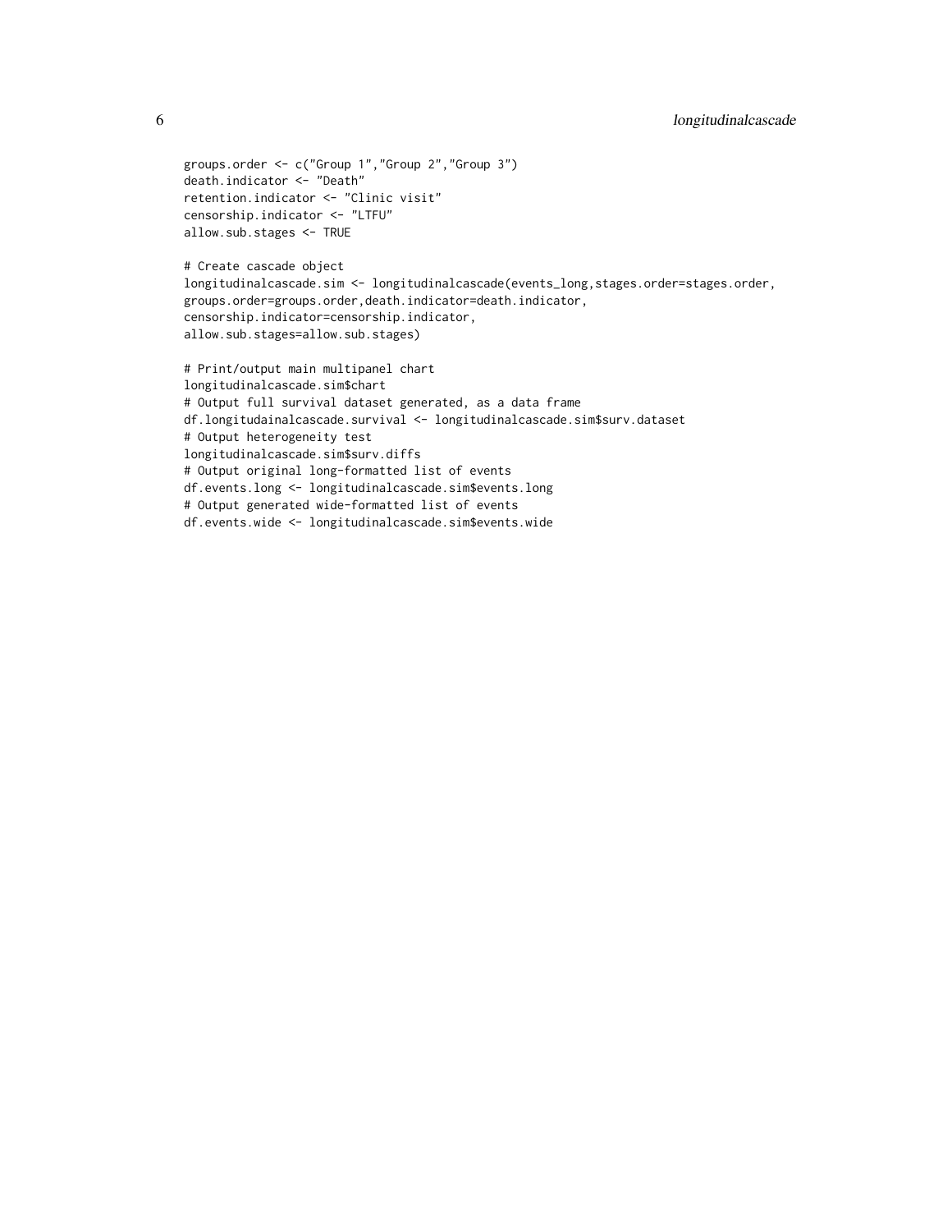```
groups.order <- c("Group 1","Group 2","Group 3")
death.indicator <- "Death"
retention.indicator <- "Clinic visit"
censorship.indicator <- "LTFU"
allow.sub.stages <- TRUE

# Create cascade object
longitudinalcascade.sim <- longitudinalcascade(events_long,stages.order=stages.order,
groups.order=groups.order,death.indicator=death.indicator,
censorship.indicator=censorship.indicator,
allow.sub.stages=allow.sub.stages)

# Print/output main multipanel chart
longitudinalcascade.sim$chart
# Output full survival dataset generated, as a data frame
df.longitudainalcascade.survival <- longitudinalcascade.sim$surv.dataset
# Output heterogeneity test
longitudinalcascade.sim$surv.diffs
# Output original long-formatted list of events
df.events.long <- longitudinalcascade.sim$events.long
# Output generated wide-formatted list of events
df.events.wide <- longitudinalcascade.sim$events.wide
```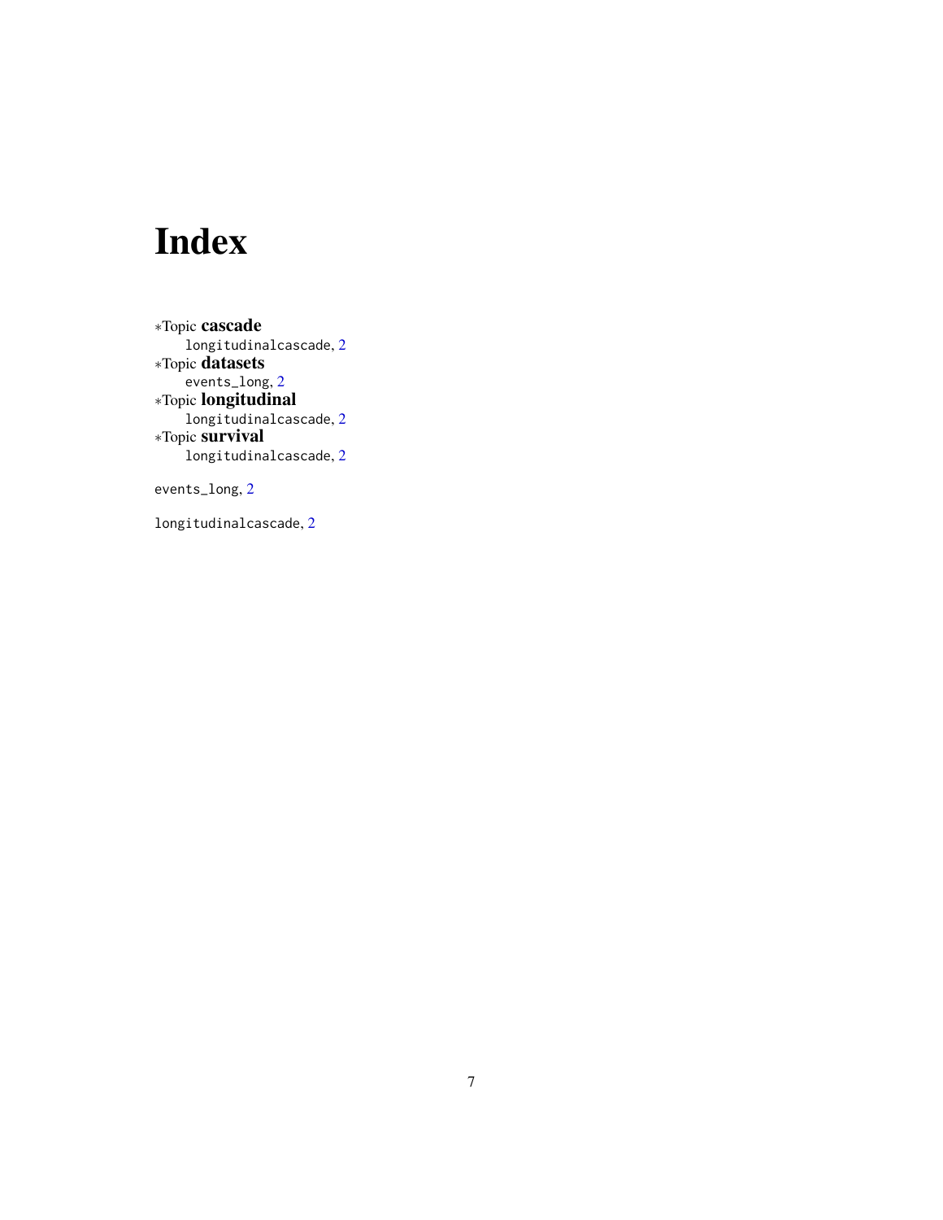# Index

∗Topic **cascade**
    longitudinalcascade, 2
∗Topic **datasets**
    events_long, 2
∗Topic **longitudinal**
    longitudinalcascade, 2
∗Topic **survival**
    longitudinalcascade, 2

events_long, 2

longitudinalcascade, 2